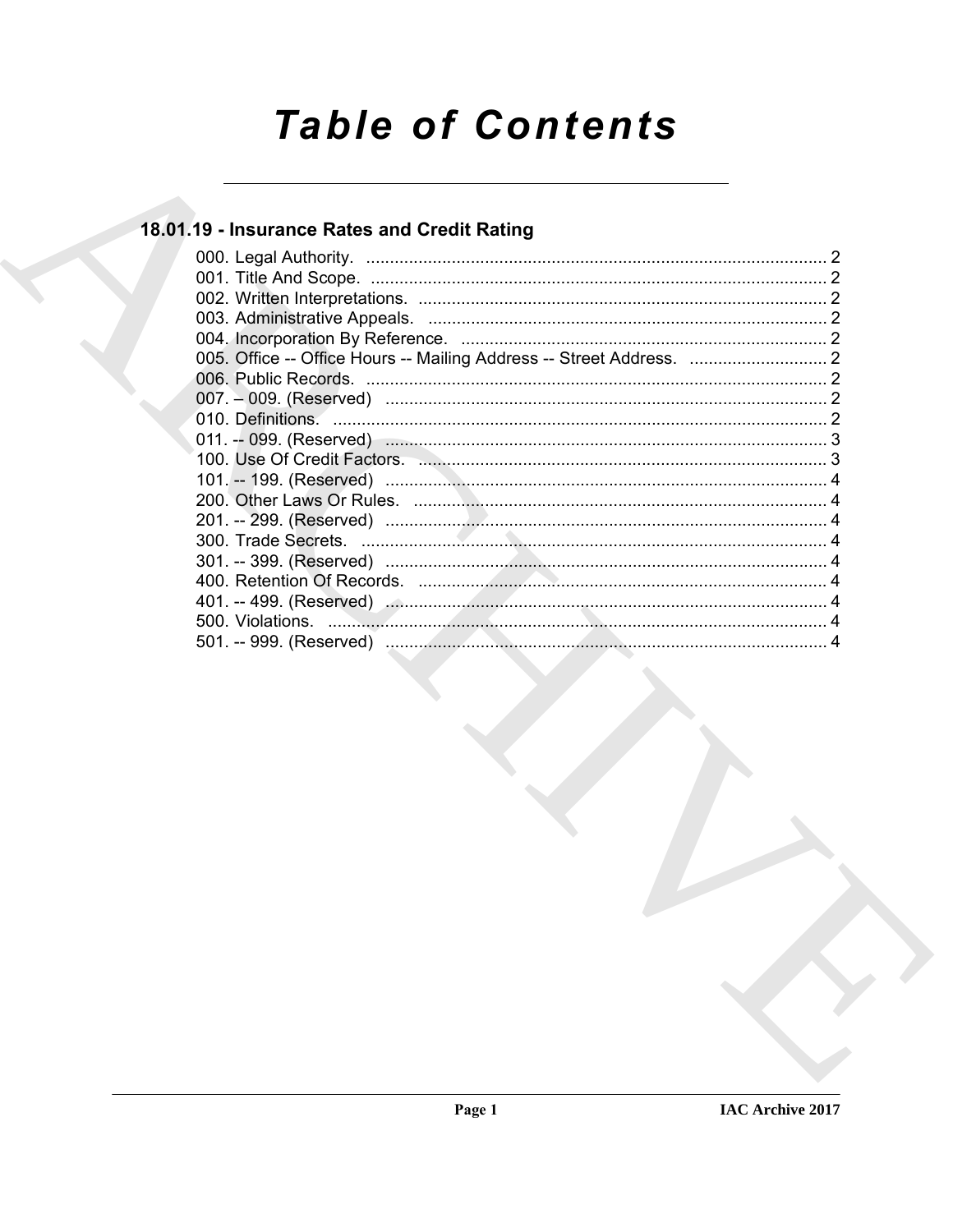# Table of Contents

## 18.01.19 - Insurance Rates and Credit Rating

000. Legal Authority. ... 2
001. Title And Scope. ... 2
002. Written Interpretations. ... 2
003. Administrative Appeals. ... 2
004. Incorporation By Reference. ... 2
005. Office -- Office Hours -- Mailing Address -- Street Address. ... 2
006. Public Records. ... 2
007. – 009. (Reserved) ... 2
010. Definitions. ... 2
011. -- 099. (Reserved) ... 3
100. Use Of Credit Factors. ... 3
101. -- 199. (Reserved) ... 4
200. Other Laws Or Rules. ... 4
201. -- 299. (Reserved) ... 4
300. Trade Secrets. ... 4
301. -- 399. (Reserved) ... 4
400. Retention Of Records. ... 4
401. -- 499. (Reserved) ... 4
500. Violations. ... 4
501. -- 999. (Reserved) ... 4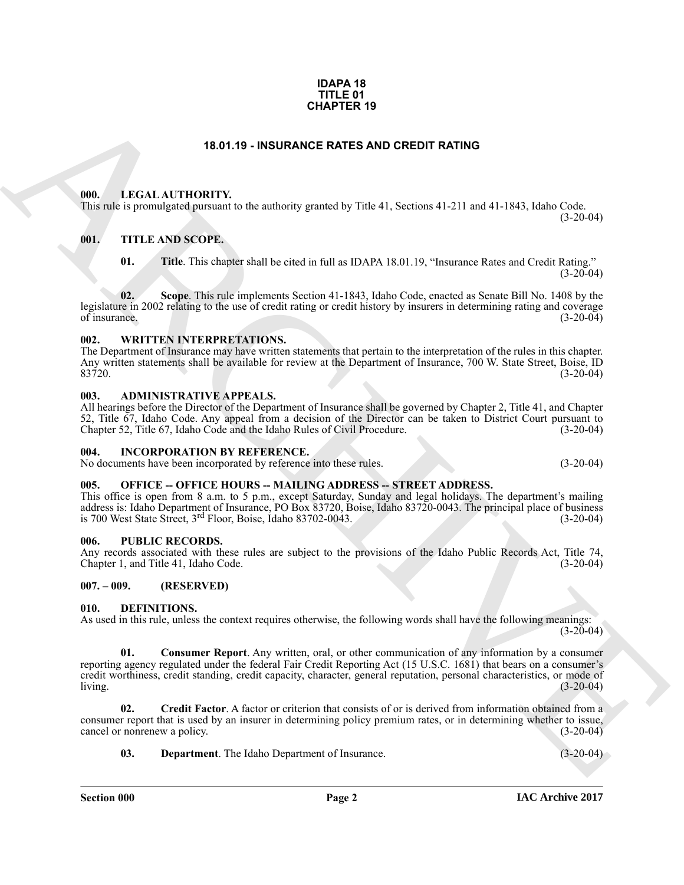**IDAPA 18
TITLE 01
CHAPTER 19**

# 18.01.19 - INSURANCE RATES AND CREDIT RATING

## 000. LEGAL AUTHORITY.

This rule is promulgated pursuant to the authority granted by Title 41, Sections 41-211 and 41-1843, Idaho Code. (3-20-04)

## 001. TITLE AND SCOPE.

**01. Title**. This chapter shall be cited in full as IDAPA 18.01.19, "Insurance Rates and Credit Rating." (3-20-04)

**02. Scope**. This rule implements Section 41-1843, Idaho Code, enacted as Senate Bill No. 1408 by the legislature in 2002 relating to the use of credit rating or credit history by insurers in determining rating and coverage of insurance. (3-20-04)

## 002. WRITTEN INTERPRETATIONS.

The Department of Insurance may have written statements that pertain to the interpretation of the rules in this chapter. Any written statements shall be available for review at the Department of Insurance, 700 W. State Street, Boise, ID 83720. (3-20-04)

## 003. ADMINISTRATIVE APPEALS.

All hearings before the Director of the Department of Insurance shall be governed by Chapter 2, Title 41, and Chapter 52, Title 67, Idaho Code. Any appeal from a decision of the Director can be taken to District Court pursuant to Chapter 52, Title 67, Idaho Code and the Idaho Rules of Civil Procedure. (3-20-04)

## 004. INCORPORATION BY REFERENCE.

No documents have been incorporated by reference into these rules. (3-20-04)

## 005. OFFICE -- OFFICE HOURS -- MAILING ADDRESS -- STREET ADDRESS.

This office is open from 8 a.m. to 5 p.m., except Saturday, Sunday and legal holidays. The department's mailing address is: Idaho Department of Insurance, PO Box 83720, Boise, Idaho 83720-0043. The principal place of business is 700 West State Street, 3rd Floor, Boise, Idaho 83702-0043. (3-20-04)

## 006. PUBLIC RECORDS.

Any records associated with these rules are subject to the provisions of the Idaho Public Records Act, Title 74, Chapter 1, and Title 41, Idaho Code. (3-20-04)

## 007. – 009. (RESERVED)

## 010. DEFINITIONS.

As used in this rule, unless the context requires otherwise, the following words shall have the following meanings: (3-20-04)

**01. Consumer Report**. Any written, oral, or other communication of any information by a consumer reporting agency regulated under the federal Fair Credit Reporting Act (15 U.S.C. 1681) that bears on a consumer's credit worthiness, credit standing, credit capacity, character, general reputation, personal characteristics, or mode of living. (3-20-04)

**02. Credit Factor**. A factor or criterion that consists of or is derived from information obtained from a consumer report that is used by an insurer in determining policy premium rates, or in determining whether to issue, cancel or nonrenew a policy. (3-20-04)

**03. Department**. The Idaho Department of Insurance. (3-20-04)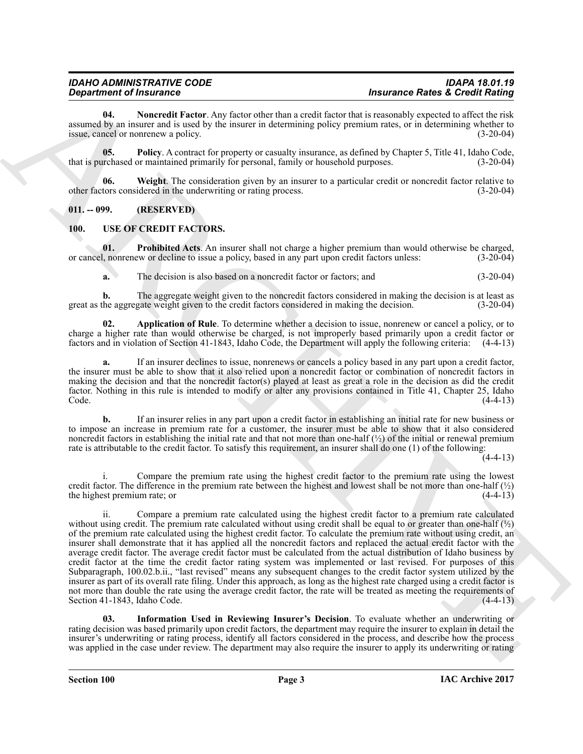**04. Noncredit Factor**. Any factor other than a credit factor that is reasonably expected to affect the risk assumed by an insurer and is used by the insurer in determining policy premium rates, or in determining whether to issue, cancel or nonrenew a policy. (3-20-04)

**05. Policy**. A contract for property or casualty insurance, as defined by Chapter 5, Title 41, Idaho Code, that is purchased or maintained primarily for personal, family or household purposes. (3-20-04)

**06. Weight**. The consideration given by an insurer to a particular credit or noncredit factor relative to other factors considered in the underwriting or rating process. (3-20-04)

## 011. -- 099. (RESERVED)

## 100. USE OF CREDIT FACTORS.

**01. Prohibited Acts**. An insurer shall not charge a higher premium than would otherwise be charged, or cancel, nonrenew or decline to issue a policy, based in any part upon credit factors unless: (3-20-04)

**a.** The decision is also based on a noncredit factor or factors; and (3-20-04)

**b.** The aggregate weight given to the noncredit factors considered in making the decision is at least as great as the aggregate weight given to the credit factors considered in making the decision. (3-20-04)

**02. Application of Rule**. To determine whether a decision to issue, nonrenew or cancel a policy, or to charge a higher rate than would otherwise be charged, is not improperly based primarily upon a credit factor or factors and in violation of Section 41-1843, Idaho Code, the Department will apply the following criteria: (4-4-13)

**a.** If an insurer declines to issue, nonrenews or cancels a policy based in any part upon a credit factor, the insurer must be able to show that it also relied upon a noncredit factor or combination of noncredit factors in making the decision and that the noncredit factor(s) played at least as great a role in the decision as did the credit factor. Nothing in this rule is intended to modify or alter any provisions contained in Title 41, Chapter 25, Idaho Code. (4-4-13)

**b.** If an insurer relies in any part upon a credit factor in establishing an initial rate for new business or to impose an increase in premium rate for a customer, the insurer must be able to show that it also considered noncredit factors in establishing the initial rate and that not more than one-half (½) of the initial or renewal premium rate is attributable to the credit factor. To satisfy this requirement, an insurer shall do one (1) of the following: (4-4-13)

i. Compare the premium rate using the highest credit factor to the premium rate using the lowest credit factor. The difference in the premium rate between the highest and lowest shall be not more than one-half (½) the highest premium rate; or (4-4-13)

ii. Compare a premium rate calculated using the highest credit factor to a premium rate calculated without using credit. The premium rate calculated without using credit shall be equal to or greater than one-half (½) of the premium rate calculated using the highest credit factor. To calculate the premium rate without using credit, an insurer shall demonstrate that it has applied all the noncredit factors and replaced the actual credit factor with the average credit factor. The average credit factor must be calculated from the actual distribution of Idaho business by credit factor at the time the credit factor rating system was implemented or last revised. For purposes of this Subparagraph, 100.02.b.ii., "last revised" means any subsequent changes to the credit factor system utilized by the insurer as part of its overall rate filing. Under this approach, as long as the highest rate charged using a credit factor is not more than double the rate using the average credit factor, the rate will be treated as meeting the requirements of Section 41-1843, Idaho Code. (4-4-13)

**03. Information Used in Reviewing Insurer's Decision**. To evaluate whether an underwriting or rating decision was based primarily upon credit factors, the department may require the insurer to explain in detail the insurer's underwriting or rating process, identify all factors considered in the process, and describe how the process was applied in the case under review. The department may also require the insurer to apply its underwriting or rating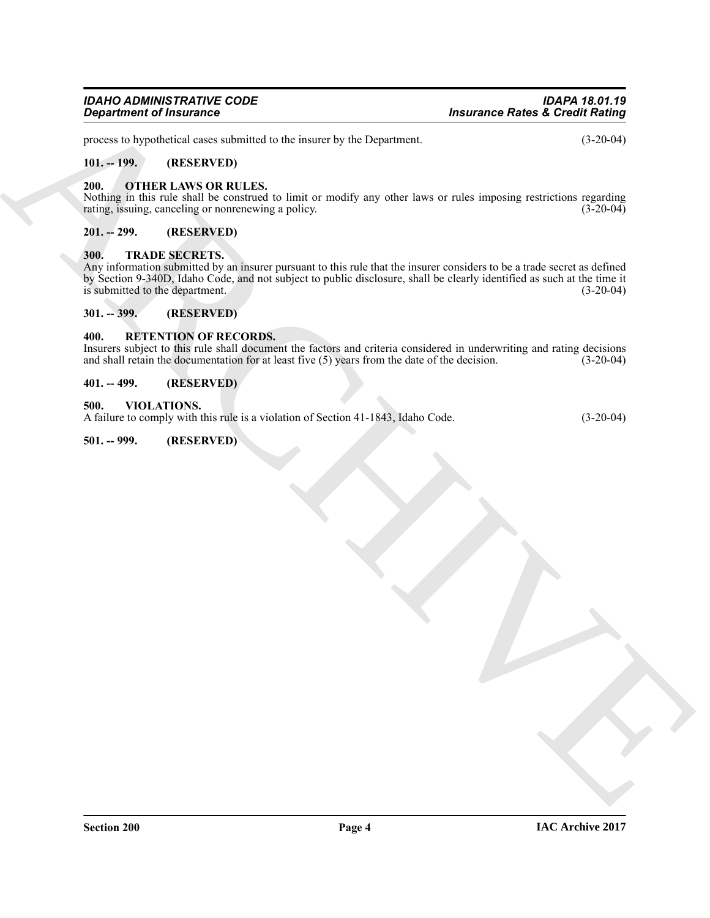process to hypothetical cases submitted to the insurer by the Department. (3-20-04)

**101. -- 199. (RESERVED)**

**200. OTHER LAWS OR RULES.**

Nothing in this rule shall be construed to limit or modify any other laws or rules imposing restrictions regarding rating, issuing, canceling or nonrenewing a policy. (3-20-04)

**201. -- 299. (RESERVED)**

**300. TRADE SECRETS.**

Any information submitted by an insurer pursuant to this rule that the insurer considers to be a trade secret as defined by Section 9-340D, Idaho Code, and not subject to public disclosure, shall be clearly identified as such at the time it is submitted to the department. (3-20-04)

**301. -- 399. (RESERVED)**

**400. RETENTION OF RECORDS.**

Insurers subject to this rule shall document the factors and criteria considered in underwriting and rating decisions and shall retain the documentation for at least five (5) years from the date of the decision. (3-20-04)

**401. -- 499. (RESERVED)**

**500. VIOLATIONS.**

A failure to comply with this rule is a violation of Section 41-1843, Idaho Code. (3-20-04)

**501. -- 999. (RESERVED)**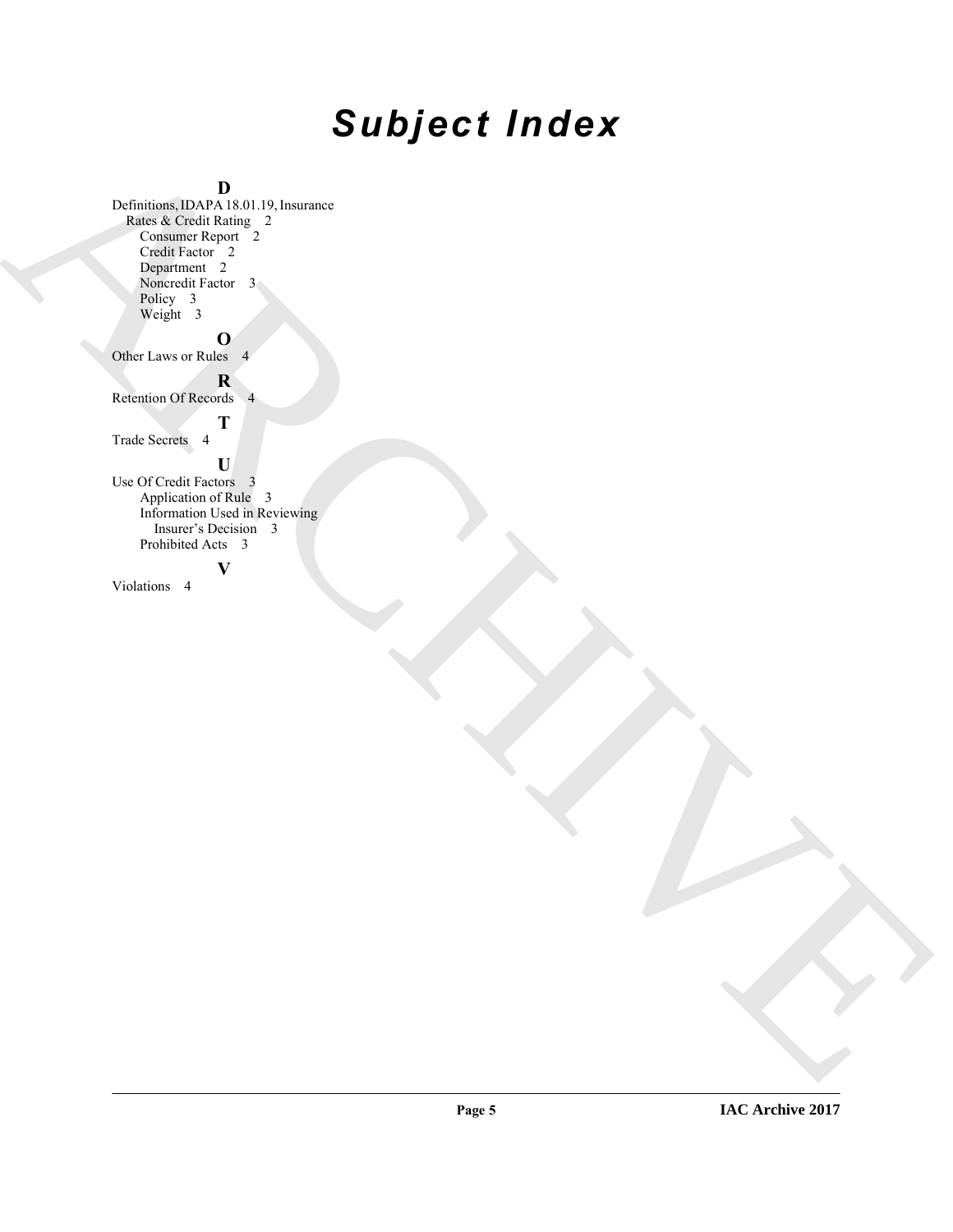# *Subject Index*

**D**

Definitions, IDAPA 18.01.19, Insurance Rates & Credit Rating 2
- Consumer Report 2
- Credit Factor 2
- Department 2
- Noncredit Factor 3
- Policy 3
- Weight 3

**O**

Other Laws or Rules 4

**R**

Retention Of Records 4

**T**

Trade Secrets 4

**U**

Use Of Credit Factors 3
- Application of Rule 3
- Information Used in Reviewing Insurer's Decision 3
- Prohibited Acts 3

**V**

Violations 4